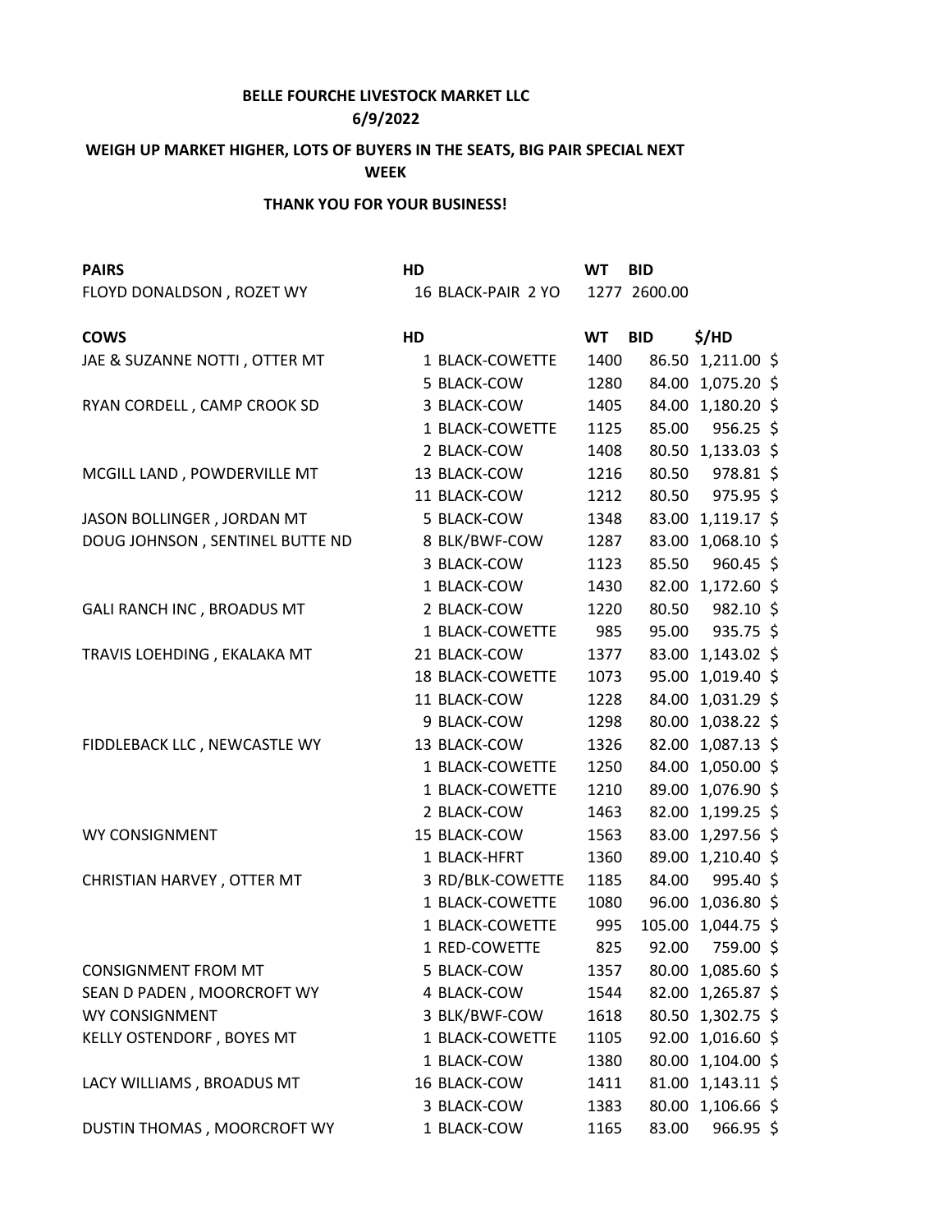**BELLE FOURCHE LIVESTOCK MARKET LLC**
**6/9/2022**

**WEIGH UP MARKET HIGHER, LOTS OF BUYERS IN THE SEATS, BIG PAIR SPECIAL NEXT WEEK**

**THANK YOU FOR YOUR BUSINESS!**

| PAIRS | HD | | WT | BID |
|---|---|---|---|---|
| FLOYD DONALDSON , ROZET WY | 16 | BLACK-PAIR 2 YO | 1277 | 2600.00 |

| COWS | HD | | WT | BID | $/HD | |
|---|---|---|---|---|---|---|
| JAE & SUZANNE NOTTI , OTTER MT | 1 | BLACK-COWETTE | 1400 | 86.50 | 1,211.00 | $ |
| | 5 | BLACK-COW | 1280 | 84.00 | 1,075.20 | $ |
| RYAN CORDELL , CAMP CROOK SD | 3 | BLACK-COW | 1405 | 84.00 | 1,180.20 | $ |
| | 1 | BLACK-COWETTE | 1125 | 85.00 | 956.25 | $ |
| | 2 | BLACK-COW | 1408 | 80.50 | 1,133.03 | $ |
| MCGILL LAND , POWDERVILLE MT | 13 | BLACK-COW | 1216 | 80.50 | 978.81 | $ |
| | 11 | BLACK-COW | 1212 | 80.50 | 975.95 | $ |
| JASON BOLLINGER , JORDAN MT | 5 | BLACK-COW | 1348 | 83.00 | 1,119.17 | $ |
| DOUG JOHNSON , SENTINEL BUTTE ND | 8 | BLK/BWF-COW | 1287 | 83.00 | 1,068.10 | $ |
| | 3 | BLACK-COW | 1123 | 85.50 | 960.45 | $ |
| | 1 | BLACK-COW | 1430 | 82.00 | 1,172.60 | $ |
| GALI RANCH INC , BROADUS MT | 2 | BLACK-COW | 1220 | 80.50 | 982.10 | $ |
| | 1 | BLACK-COWETTE | 985 | 95.00 | 935.75 | $ |
| TRAVIS LOEHDING , EKALAKA MT | 21 | BLACK-COW | 1377 | 83.00 | 1,143.02 | $ |
| | 18 | BLACK-COWETTE | 1073 | 95.00 | 1,019.40 | $ |
| | 11 | BLACK-COW | 1228 | 84.00 | 1,031.29 | $ |
| | 9 | BLACK-COW | 1298 | 80.00 | 1,038.22 | $ |
| FIDDLEBACK LLC , NEWCASTLE WY | 13 | BLACK-COW | 1326 | 82.00 | 1,087.13 | $ |
| | 1 | BLACK-COWETTE | 1250 | 84.00 | 1,050.00 | $ |
| | 1 | BLACK-COWETTE | 1210 | 89.00 | 1,076.90 | $ |
| | 2 | BLACK-COW | 1463 | 82.00 | 1,199.25 | $ |
| WY CONSIGNMENT | 15 | BLACK-COW | 1563 | 83.00 | 1,297.56 | $ |
| | 1 | BLACK-HFRT | 1360 | 89.00 | 1,210.40 | $ |
| CHRISTIAN HARVEY , OTTER MT | 3 | RD/BLK-COWETTE | 1185 | 84.00 | 995.40 | $ |
| | 1 | BLACK-COWETTE | 1080 | 96.00 | 1,036.80 | $ |
| | 1 | BLACK-COWETTE | 995 | 105.00 | 1,044.75 | $ |
| | 1 | RED-COWETTE | 825 | 92.00 | 759.00 | $ |
| CONSIGNMENT FROM MT | 5 | BLACK-COW | 1357 | 80.00 | 1,085.60 | $ |
| SEAN D PADEN , MOORCROFT WY | 4 | BLACK-COW | 1544 | 82.00 | 1,265.87 | $ |
| WY CONSIGNMENT | 3 | BLK/BWF-COW | 1618 | 80.50 | 1,302.75 | $ |
| KELLY OSTENDORF , BOYES MT | 1 | BLACK-COWETTE | 1105 | 92.00 | 1,016.60 | $ |
| | 1 | BLACK-COW | 1380 | 80.00 | 1,104.00 | $ |
| LACY WILLIAMS , BROADUS MT | 16 | BLACK-COW | 1411 | 81.00 | 1,143.11 | $ |
| | 3 | BLACK-COW | 1383 | 80.00 | 1,106.66 | $ |
| DUSTIN THOMAS , MOORCROFT WY | 1 | BLACK-COW | 1165 | 83.00 | 966.95 | $ |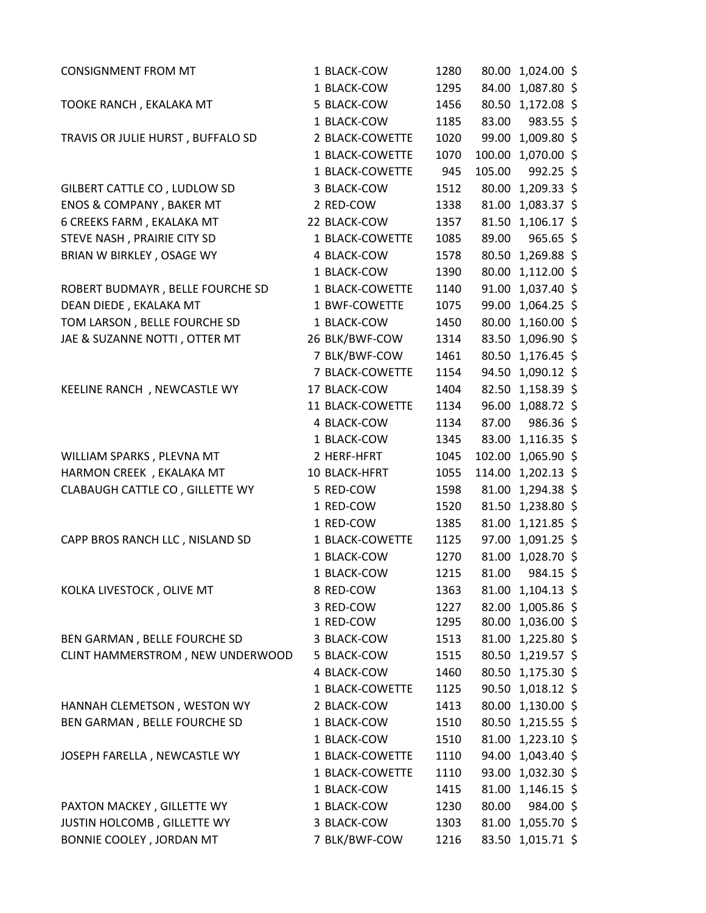| Consignor | Qty | Description | Weight | Price | Amount | |
|---|---|---|---|---|---|---|
| CONSIGNMENT FROM MT | 1 | BLACK-COW | 1280 | 80.00 | 1,024.00 | $ |
| | 1 | BLACK-COW | 1295 | 84.00 | 1,087.80 | $ |
| TOOKE RANCH , EKALAKA MT | 5 | BLACK-COW | 1456 | 80.50 | 1,172.08 | $ |
| | 1 | BLACK-COW | 1185 | 83.00 | 983.55 | $ |
| TRAVIS OR JULIE HURST , BUFFALO SD | 2 | BLACK-COWETTE | 1020 | 99.00 | 1,009.80 | $ |
| | 1 | BLACK-COWETTE | 1070 | 100.00 | 1,070.00 | $ |
| | 1 | BLACK-COWETTE | 945 | 105.00 | 992.25 | $ |
| GILBERT CATTLE CO , LUDLOW SD | 3 | BLACK-COW | 1512 | 80.00 | 1,209.33 | $ |
| ENOS & COMPANY , BAKER MT | 2 | RED-COW | 1338 | 81.00 | 1,083.37 | $ |
| 6 CREEKS FARM , EKALAKA MT | 22 | BLACK-COW | 1357 | 81.50 | 1,106.17 | $ |
| STEVE NASH , PRAIRIE CITY SD | 1 | BLACK-COWETTE | 1085 | 89.00 | 965.65 | $ |
| BRIAN W BIRKLEY , OSAGE WY | 4 | BLACK-COW | 1578 | 80.50 | 1,269.88 | $ |
| | 1 | BLACK-COW | 1390 | 80.00 | 1,112.00 | $ |
| ROBERT BUDMAYR , BELLE FOURCHE SD | 1 | BLACK-COWETTE | 1140 | 91.00 | 1,037.40 | $ |
| DEAN DIEDE , EKALAKA MT | 1 | BWF-COWETTE | 1075 | 99.00 | 1,064.25 | $ |
| TOM LARSON , BELLE FOURCHE SD | 1 | BLACK-COW | 1450 | 80.00 | 1,160.00 | $ |
| JAE & SUZANNE NOTTI , OTTER MT | 26 | BLK/BWF-COW | 1314 | 83.50 | 1,096.90 | $ |
| | 7 | BLK/BWF-COW | 1461 | 80.50 | 1,176.45 | $ |
| | 7 | BLACK-COWETTE | 1154 | 94.50 | 1,090.12 | $ |
| KEELINE RANCH , NEWCASTLE WY | 17 | BLACK-COW | 1404 | 82.50 | 1,158.39 | $ |
| | 11 | BLACK-COWETTE | 1134 | 96.00 | 1,088.72 | $ |
| | 4 | BLACK-COW | 1134 | 87.00 | 986.36 | $ |
| | 1 | BLACK-COW | 1345 | 83.00 | 1,116.35 | $ |
| WILLIAM SPARKS , PLEVNA MT | 2 | HERF-HFRT | 1045 | 102.00 | 1,065.90 | $ |
| HARMON CREEK , EKALAKA MT | 10 | BLACK-HFRT | 1055 | 114.00 | 1,202.13 | $ |
| CLABAUGH CATTLE CO , GILLETTE WY | 5 | RED-COW | 1598 | 81.00 | 1,294.38 | $ |
| | 1 | RED-COW | 1520 | 81.50 | 1,238.80 | $ |
| | 1 | RED-COW | 1385 | 81.00 | 1,121.85 | $ |
| CAPP BROS RANCH LLC , NISLAND SD | 1 | BLACK-COWETTE | 1125 | 97.00 | 1,091.25 | $ |
| | 1 | BLACK-COW | 1270 | 81.00 | 1,028.70 | $ |
| | 1 | BLACK-COW | 1215 | 81.00 | 984.15 | $ |
| KOLKA LIVESTOCK , OLIVE MT | 8 | RED-COW | 1363 | 81.00 | 1,104.13 | $ |
| | 3 | RED-COW | 1227 | 82.00 | 1,005.86 | $ |
| | 1 | RED-COW | 1295 | 80.00 | 1,036.00 | $ |
| BEN GARMAN , BELLE FOURCHE SD | 3 | BLACK-COW | 1513 | 81.00 | 1,225.80 | $ |
| CLINT HAMMERSTROM , NEW UNDERWOOD | 5 | BLACK-COW | 1515 | 80.50 | 1,219.57 | $ |
| | 4 | BLACK-COW | 1460 | 80.50 | 1,175.30 | $ |
| | 1 | BLACK-COWETTE | 1125 | 90.50 | 1,018.12 | $ |
| HANNAH CLEMETSON , WESTON WY | 2 | BLACK-COW | 1413 | 80.00 | 1,130.00 | $ |
| BEN GARMAN , BELLE FOURCHE SD | 1 | BLACK-COW | 1510 | 80.50 | 1,215.55 | $ |
| | 1 | BLACK-COW | 1510 | 81.00 | 1,223.10 | $ |
| JOSEPH FARELLA , NEWCASTLE WY | 1 | BLACK-COWETTE | 1110 | 94.00 | 1,043.40 | $ |
| | 1 | BLACK-COWETTE | 1110 | 93.00 | 1,032.30 | $ |
| | 1 | BLACK-COW | 1415 | 81.00 | 1,146.15 | $ |
| PAXTON MACKEY , GILLETTE WY | 1 | BLACK-COW | 1230 | 80.00 | 984.00 | $ |
| JUSTIN HOLCOMB , GILLETTE WY | 3 | BLACK-COW | 1303 | 81.00 | 1,055.70 | $ |
| BONNIE COOLEY , JORDAN MT | 7 | BLK/BWF-COW | 1216 | 83.50 | 1,015.71 | $ |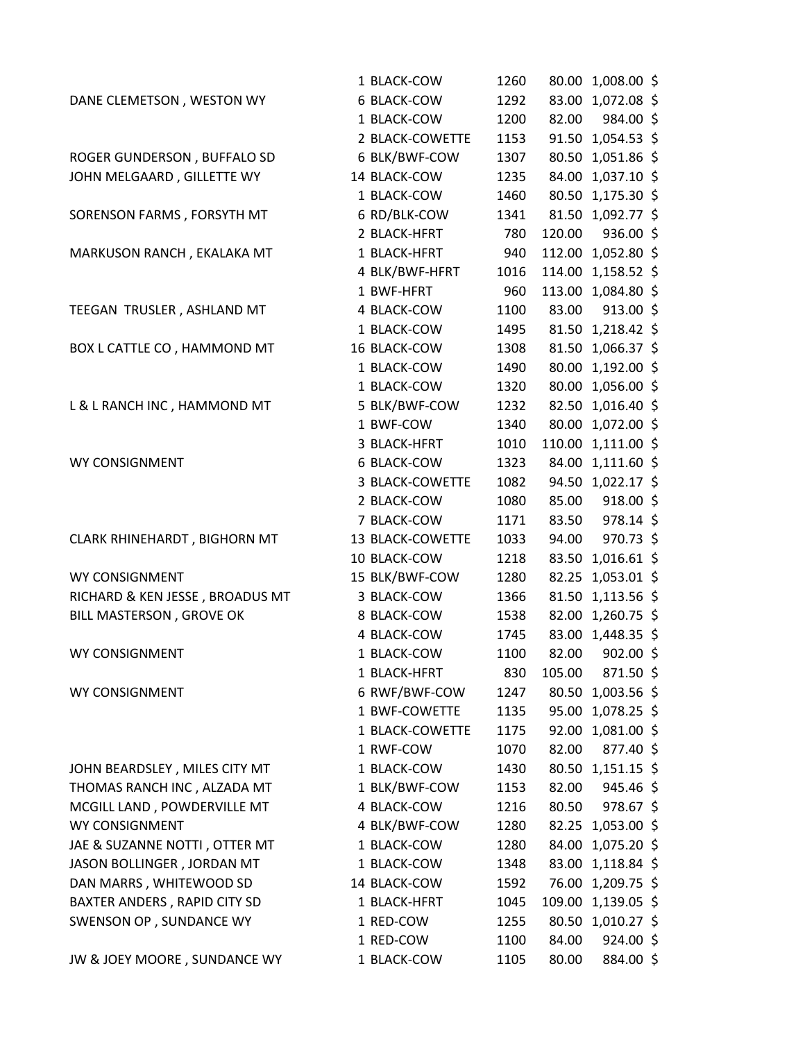| | | | | | |
|---|---|---|---|---|---|
| | 1 BLACK-COW | 1260 | 80.00 | 1,008.00 | $ |
| DANE CLEMETSON , WESTON WY | 6 BLACK-COW | 1292 | 83.00 | 1,072.08 | $ |
| | 1 BLACK-COW | 1200 | 82.00 | 984.00 | $ |
| | 2 BLACK-COWETTE | 1153 | 91.50 | 1,054.53 | $ |
| ROGER GUNDERSON , BUFFALO SD | 6 BLK/BWF-COW | 1307 | 80.50 | 1,051.86 | $ |
| JOHN MELGAARD , GILLETTE WY | 14 BLACK-COW | 1235 | 84.00 | 1,037.10 | $ |
| | 1 BLACK-COW | 1460 | 80.50 | 1,175.30 | $ |
| SORENSON FARMS , FORSYTH MT | 6 RD/BLK-COW | 1341 | 81.50 | 1,092.77 | $ |
| | 2 BLACK-HFRT | 780 | 120.00 | 936.00 | $ |
| MARKUSON RANCH , EKALAKA MT | 1 BLACK-HFRT | 940 | 112.00 | 1,052.80 | $ |
| | 4 BLK/BWF-HFRT | 1016 | 114.00 | 1,158.52 | $ |
| | 1 BWF-HFRT | 960 | 113.00 | 1,084.80 | $ |
| TEEGAN TRUSLER , ASHLAND MT | 4 BLACK-COW | 1100 | 83.00 | 913.00 | $ |
| | 1 BLACK-COW | 1495 | 81.50 | 1,218.42 | $ |
| BOX L CATTLE CO , HAMMOND MT | 16 BLACK-COW | 1308 | 81.50 | 1,066.37 | $ |
| | 1 BLACK-COW | 1490 | 80.00 | 1,192.00 | $ |
| | 1 BLACK-COW | 1320 | 80.00 | 1,056.00 | $ |
| L & L RANCH INC , HAMMOND MT | 5 BLK/BWF-COW | 1232 | 82.50 | 1,016.40 | $ |
| | 1 BWF-COW | 1340 | 80.00 | 1,072.00 | $ |
| | 3 BLACK-HFRT | 1010 | 110.00 | 1,111.00 | $ |
| WY CONSIGNMENT | 6 BLACK-COW | 1323 | 84.00 | 1,111.60 | $ |
| | 3 BLACK-COWETTE | 1082 | 94.50 | 1,022.17 | $ |
| | 2 BLACK-COW | 1080 | 85.00 | 918.00 | $ |
| | 7 BLACK-COW | 1171 | 83.50 | 978.14 | $ |
| CLARK RHINEHARDT , BIGHORN MT | 13 BLACK-COWETTE | 1033 | 94.00 | 970.73 | $ |
| | 10 BLACK-COW | 1218 | 83.50 | 1,016.61 | $ |
| WY CONSIGNMENT | 15 BLK/BWF-COW | 1280 | 82.25 | 1,053.01 | $ |
| RICHARD & KEN JESSE , BROADUS MT | 3 BLACK-COW | 1366 | 81.50 | 1,113.56 | $ |
| BILL MASTERSON , GROVE OK | 8 BLACK-COW | 1538 | 82.00 | 1,260.75 | $ |
| | 4 BLACK-COW | 1745 | 83.00 | 1,448.35 | $ |
| WY CONSIGNMENT | 1 BLACK-COW | 1100 | 82.00 | 902.00 | $ |
| | 1 BLACK-HFRT | 830 | 105.00 | 871.50 | $ |
| WY CONSIGNMENT | 6 RWF/BWF-COW | 1247 | 80.50 | 1,003.56 | $ |
| | 1 BWF-COWETTE | 1135 | 95.00 | 1,078.25 | $ |
| | 1 BLACK-COWETTE | 1175 | 92.00 | 1,081.00 | $ |
| | 1 RWF-COW | 1070 | 82.00 | 877.40 | $ |
| JOHN BEARDSLEY , MILES CITY MT | 1 BLACK-COW | 1430 | 80.50 | 1,151.15 | $ |
| THOMAS RANCH INC , ALZADA MT | 1 BLK/BWF-COW | 1153 | 82.00 | 945.46 | $ |
| MCGILL LAND , POWDERVILLE MT | 4 BLACK-COW | 1216 | 80.50 | 978.67 | $ |
| WY CONSIGNMENT | 4 BLK/BWF-COW | 1280 | 82.25 | 1,053.00 | $ |
| JAE & SUZANNE NOTTI , OTTER MT | 1 BLACK-COW | 1280 | 84.00 | 1,075.20 | $ |
| JASON BOLLINGER , JORDAN MT | 1 BLACK-COW | 1348 | 83.00 | 1,118.84 | $ |
| DAN MARRS , WHITEWOOD SD | 14 BLACK-COW | 1592 | 76.00 | 1,209.75 | $ |
| BAXTER ANDERS , RAPID CITY SD | 1 BLACK-HFRT | 1045 | 109.00 | 1,139.05 | $ |
| SWENSON OP , SUNDANCE WY | 1 RED-COW | 1255 | 80.50 | 1,010.27 | $ |
| | 1 RED-COW | 1100 | 84.00 | 924.00 | $ |
| JW & JOEY MOORE , SUNDANCE WY | 1 BLACK-COW | 1105 | 80.00 | 884.00 | $ |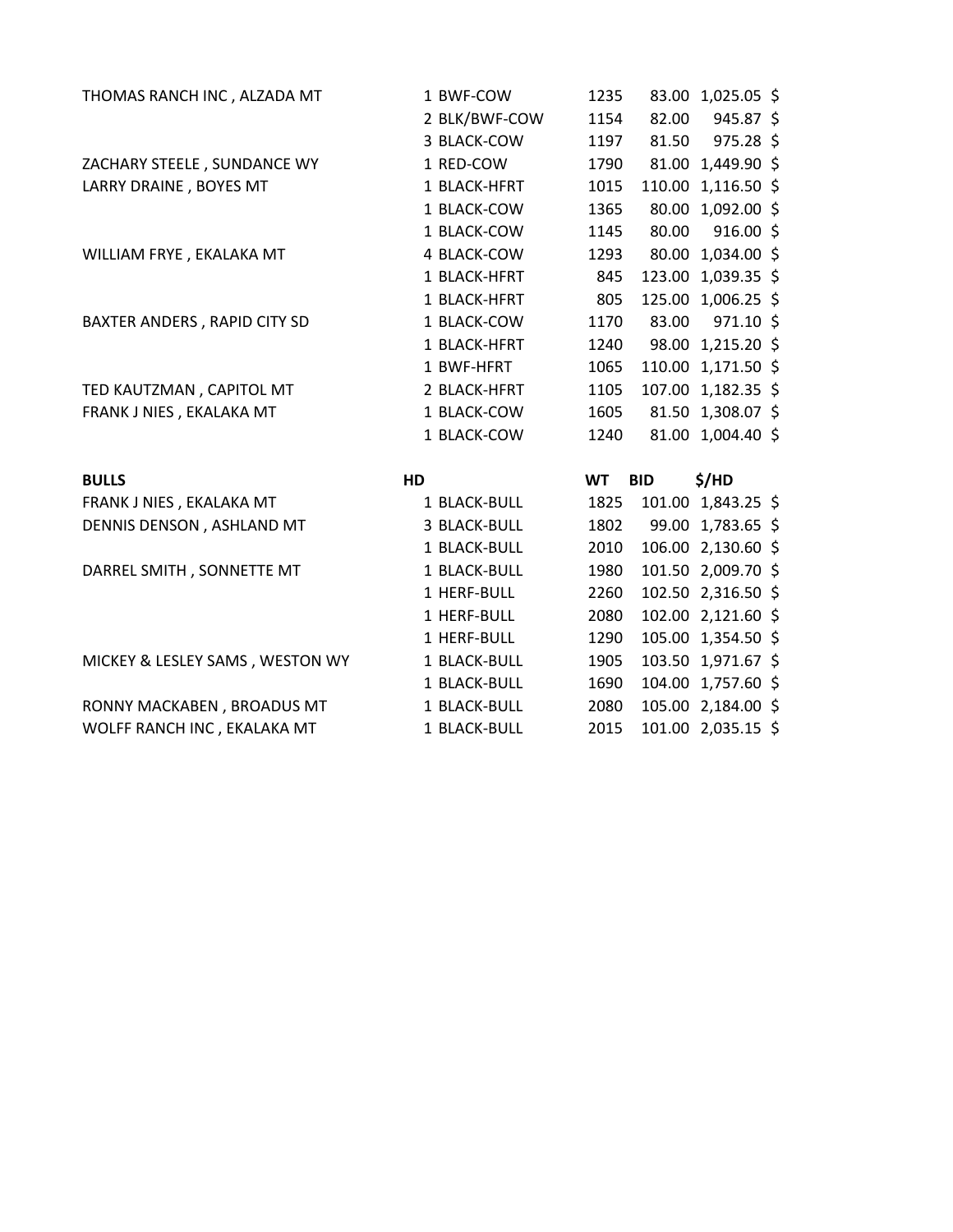| | | | | | |
|---|---|---|---|---|---|
| THOMAS RANCH INC , ALZADA MT | 1 BWF-COW | 1235 | 83.00 | 1,025.05 | $ |
| | 2 BLK/BWF-COW | 1154 | 82.00 | 945.87 | $ |
| | 3 BLACK-COW | 1197 | 81.50 | 975.28 | $ |
| ZACHARY STEELE , SUNDANCE WY | 1 RED-COW | 1790 | 81.00 | 1,449.90 | $ |
| LARRY DRAINE , BOYES MT | 1 BLACK-HFRT | 1015 | 110.00 | 1,116.50 | $ |
| | 1 BLACK-COW | 1365 | 80.00 | 1,092.00 | $ |
| | 1 BLACK-COW | 1145 | 80.00 | 916.00 | $ |
| WILLIAM FRYE , EKALAKA MT | 4 BLACK-COW | 1293 | 80.00 | 1,034.00 | $ |
| | 1 BLACK-HFRT | 845 | 123.00 | 1,039.35 | $ |
| | 1 BLACK-HFRT | 805 | 125.00 | 1,006.25 | $ |
| BAXTER ANDERS , RAPID CITY SD | 1 BLACK-COW | 1170 | 83.00 | 971.10 | $ |
| | 1 BLACK-HFRT | 1240 | 98.00 | 1,215.20 | $ |
| | 1 BWF-HFRT | 1065 | 110.00 | 1,171.50 | $ |
| TED KAUTZMAN , CAPITOL MT | 2 BLACK-HFRT | 1105 | 107.00 | 1,182.35 | $ |
| FRANK J NIES , EKALAKA MT | 1 BLACK-COW | 1605 | 81.50 | 1,308.07 | $ |
| | 1 BLACK-COW | 1240 | 81.00 | 1,004.40 | $ |

| **BULLS** | **HD** | **WT** | **BID** | **$/HD** | |
|---|---|---|---|---|---|
| FRANK J NIES , EKALAKA MT | 1 BLACK-BULL | 1825 | 101.00 | 1,843.25 | $ |
| DENNIS DENSON , ASHLAND MT | 3 BLACK-BULL | 1802 | 99.00 | 1,783.65 | $ |
| | 1 BLACK-BULL | 2010 | 106.00 | 2,130.60 | $ |
| DARREL SMITH , SONNETTE MT | 1 BLACK-BULL | 1980 | 101.50 | 2,009.70 | $ |
| | 1 HERF-BULL | 2260 | 102.50 | 2,316.50 | $ |
| | 1 HERF-BULL | 2080 | 102.00 | 2,121.60 | $ |
| | 1 HERF-BULL | 1290 | 105.00 | 1,354.50 | $ |
| MICKEY & LESLEY SAMS , WESTON WY | 1 BLACK-BULL | 1905 | 103.50 | 1,971.67 | $ |
| | 1 BLACK-BULL | 1690 | 104.00 | 1,757.60 | $ |
| RONNY MACKABEN , BROADUS MT | 1 BLACK-BULL | 2080 | 105.00 | 2,184.00 | $ |
| WOLFF RANCH INC , EKALAKA MT | 1 BLACK-BULL | 2015 | 101.00 | 2,035.15 | $ |